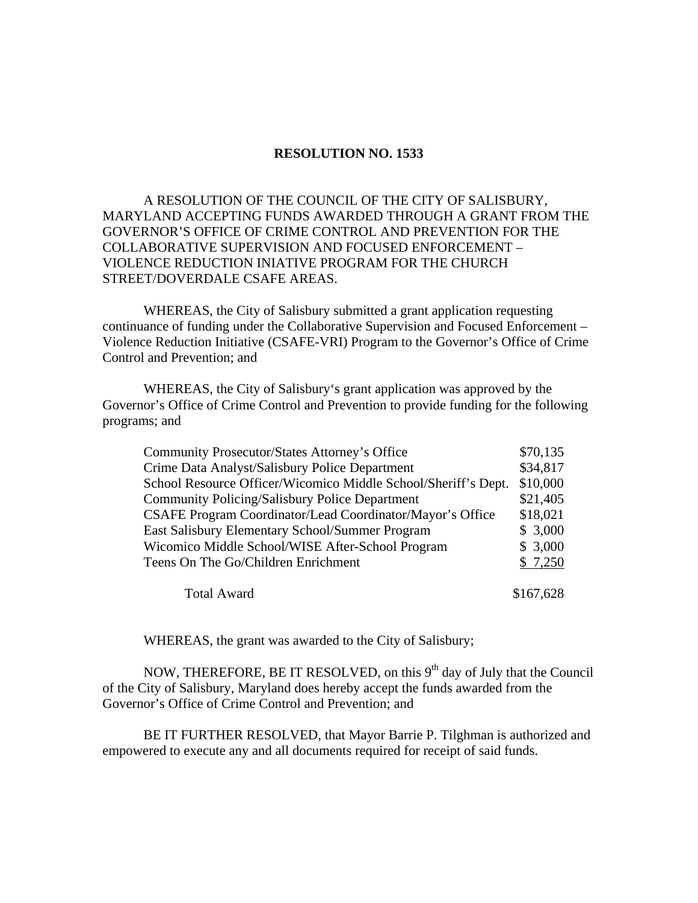# RESOLUTION NO. 1533

A RESOLUTION OF THE COUNCIL OF THE CITY OF SALISBURY, MARYLAND ACCEPTING FUNDS AWARDED THROUGH A GRANT FROM THE GOVERNOR'S OFFICE OF CRIME CONTROL AND PREVENTION FOR THE COLLABORATIVE SUPERVISION AND FOCUSED ENFORCEMENT – VIOLENCE REDUCTION INIATIVE PROGRAM FOR THE CHURCH STREET/DOVERDALE CSAFE AREAS.

WHEREAS, the City of Salisbury submitted a grant application requesting continuance of funding under the Collaborative Supervision and Focused Enforcement – Violence Reduction Initiative (CSAFE-VRI) Program to the Governor's Office of Crime Control and Prevention; and

WHEREAS, the City of Salisbury's grant application was approved by the Governor's Office of Crime Control and Prevention to provide funding for the following programs; and

| Program | Amount |
|---|---|
| Community Prosecutor/States Attorney's Office | $70,135 |
| Crime Data Analyst/Salisbury Police Department | $34,817 |
| School Resource Officer/Wicomico Middle School/Sheriff's Dept. | $10,000 |
| Community Policing/Salisbury Police Department | $21,405 |
| CSAFE Program Coordinator/Lead Coordinator/Mayor's Office | $18,021 |
| East Salisbury Elementary School/Summer Program | $ 3,000 |
| Wicomico Middle School/WISE After-School Program | $ 3,000 |
| Teens On The Go/Children Enrichment | $ 7,250 |
| Total Award | $167,628 |

WHEREAS, the grant was awarded to the City of Salisbury;

NOW, THEREFORE, BE IT RESOLVED, on this 9th day of July that the Council of the City of Salisbury, Maryland does hereby accept the funds awarded from the Governor's Office of Crime Control and Prevention; and

BE IT FURTHER RESOLVED, that Mayor Barrie P. Tilghman is authorized and empowered to execute any and all documents required for receipt of said funds.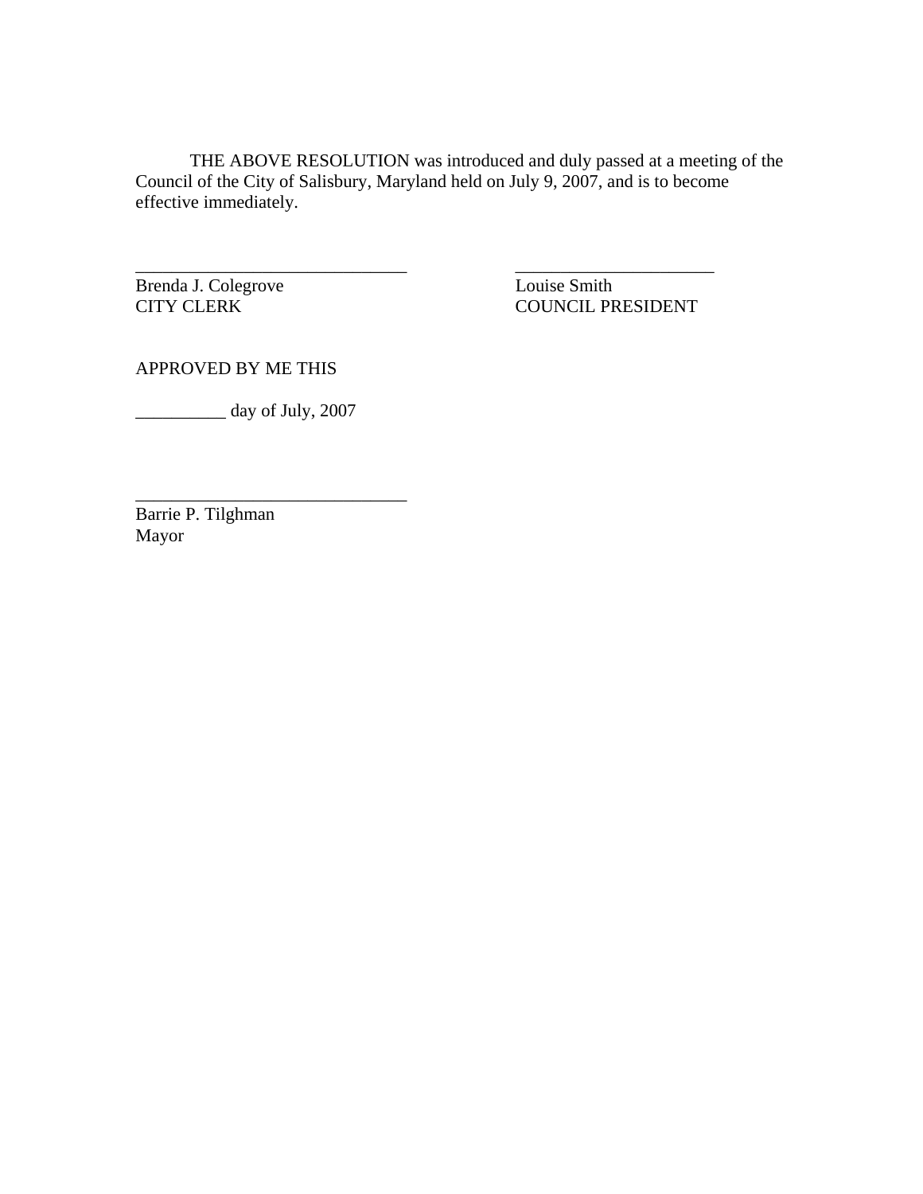THE ABOVE RESOLUTION was introduced and duly passed at a meeting of the Council of the City of Salisbury, Maryland held on July 9, 2007, and is to become effective immediately.

| | |
|---|---|
| _______________________________ | ______________________ |
| Brenda J. Colegrove | Louise Smith |
| CITY CLERK | COUNCIL PRESIDENT |

APPROVED BY ME THIS

__________ day of July, 2007

_______________________________

Barrie P. Tilghman
Mayor